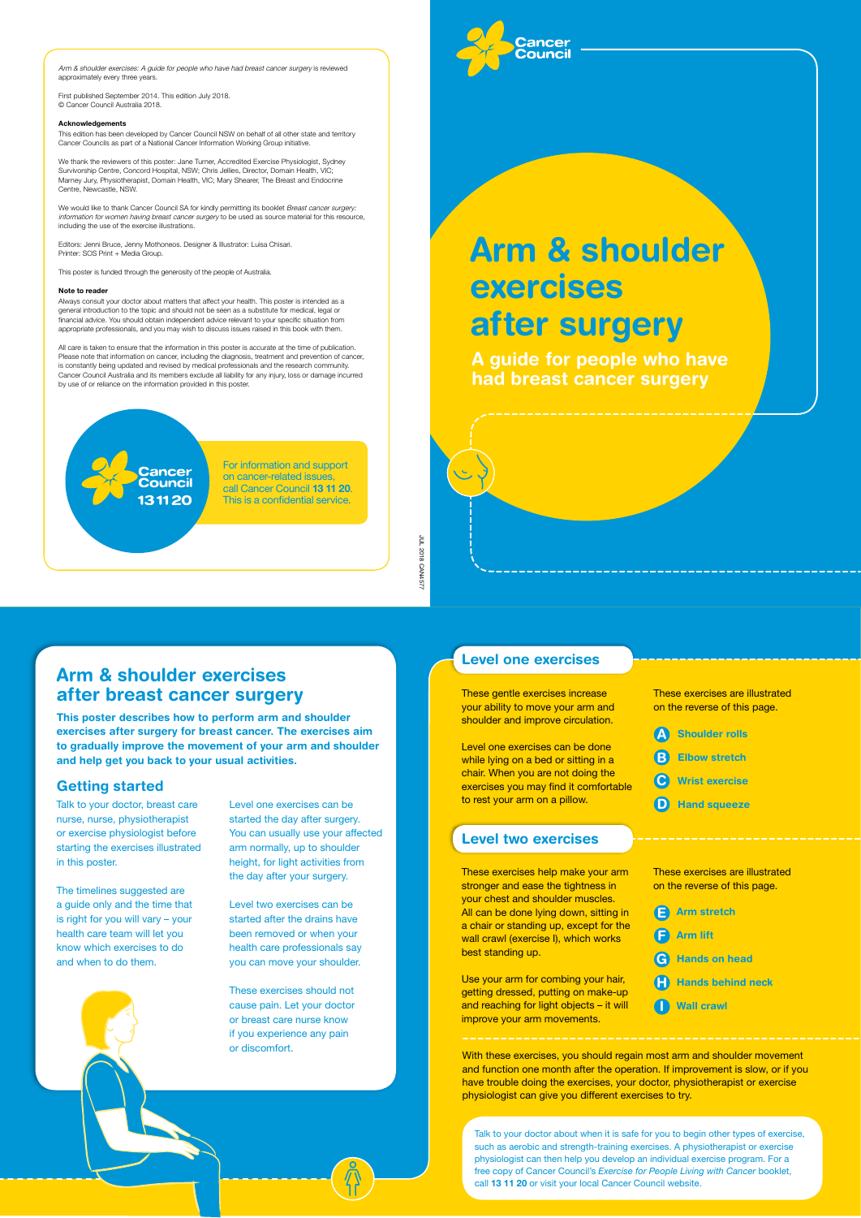*Arm & shoulder exercises: A guide for people who have had breast cancer surgery* is reviewed approximately every three years.

First published September 2014. This edition July 2018.
© Cancer Council Australia 2018.

**Acknowledgements**

This edition has been developed by Cancer Council NSW on behalf of all other state and territory Cancer Councils as part of a National Cancer Information Working Group initiative.

We thank the reviewers of this poster: Jane Turner, Accredited Exercise Physiologist, Sydney Survivorship Centre, Concord Hospital, NSW; Chris Jellies, Director, Domain Health, VIC; Marney Jury, Physiotherapist, Domain Health, VIC; Mary Shearer, The Breast and Endocrine Centre, Newcastle, NSW.

We would like to thank Cancer Council SA for kindly permitting its booklet *Breast cancer surgery: information for women having breast cancer surgery* to be used as source material for this resource, including the use of the exercise illustrations.

Editors: Jenni Bruce, Jenny Mothoneos. Designer & Illustrator: Luisa Chisari.
Printer: SOS Print + Media Group.

This poster is funded through the generosity of the people of Australia.

**Note to reader**

Always consult your doctor about matters that affect your health. This poster is intended as a general introduction to the topic and should not be seen as a substitute for medical, legal or financial advice. You should obtain independent advice relevant to your specific situation from appropriate professionals, and you may wish to discuss issues raised in this book with them.

All care is taken to ensure that the information in this poster is accurate at the time of publication. Please note that information on cancer, including the diagnosis, treatment and prevention of cancer, is constantly being updated and revised by medical professionals and the research community. Cancer Council Australia and its members exclude all liability for any injury, loss or damage incurred by use of or reliance on the information provided in this poster.

Cancer Council 13 11 20

For information and support on cancer-related issues, call Cancer Council **13 11 20**. This is a confidential service.

JUL 2018 CAN4577

Cancer Council

# Arm & shoulder exercises after surgery

## A guide for people who have had breast cancer surgery

## Arm & shoulder exercises after breast cancer surgery

**This poster describes how to perform arm and shoulder exercises after surgery for breast cancer. The exercises aim to gradually improve the movement of your arm and shoulder and help get you back to your usual activities.**

### Getting started

Talk to your doctor, breast care nurse, nurse, physiotherapist or exercise physiologist before starting the exercises illustrated in this poster.

The timelines suggested are a guide only and the time that is right for you will vary – your health care team will let you know which exercises to do and when to do them.

Level one exercises can be started the day after surgery. You can usually use your affected arm normally, up to shoulder height, for light activities from the day after your surgery.

Level two exercises can be started after the drains have been removed or when your health care professionals say you can move your shoulder.

These exercises should not cause pain. Let your doctor or breast care nurse know if you experience any pain or discomfort.

### Level one exercises

These gentle exercises increase your ability to move your arm and shoulder and improve circulation.

Level one exercises can be done while lying on a bed or sitting in a chair. When you are not doing the exercises you may find it comfortable to rest your arm on a pillow.

These exercises are illustrated on the reverse of this page.

- **A** **Shoulder rolls**
- **B** **Elbow stretch**
- **C** **Wrist exercise**
- **D** **Hand squeeze**

### Level two exercises

These exercises help make your arm stronger and ease the tightness in your chest and shoulder muscles. All can be done lying down, sitting in a chair or standing up, except for the wall crawl (exercise I), which works best standing up.

Use your arm for combing your hair, getting dressed, putting on make-up and reaching for light objects – it will improve your arm movements.

These exercises are illustrated on the reverse of this page.

- **E** **Arm stretch**
- **F** **Arm lift**
- **G** **Hands on head**
- **H** **Hands behind neck**
- **I** **Wall crawl**

With these exercises, you should regain most arm and shoulder movement and function one month after the operation. If improvement is slow, or if you have trouble doing the exercises, your doctor, physiotherapist or exercise physiologist can give you different exercises to try.

Talk to your doctor about when it is safe for you to begin other types of exercise, such as aerobic and strength-training exercises. A physiotherapist or exercise physiologist can then help you develop an individual exercise program. For a free copy of Cancer Council's *Exercise for People Living with Cancer* booklet, call **13 11 20** or visit your local Cancer Council website.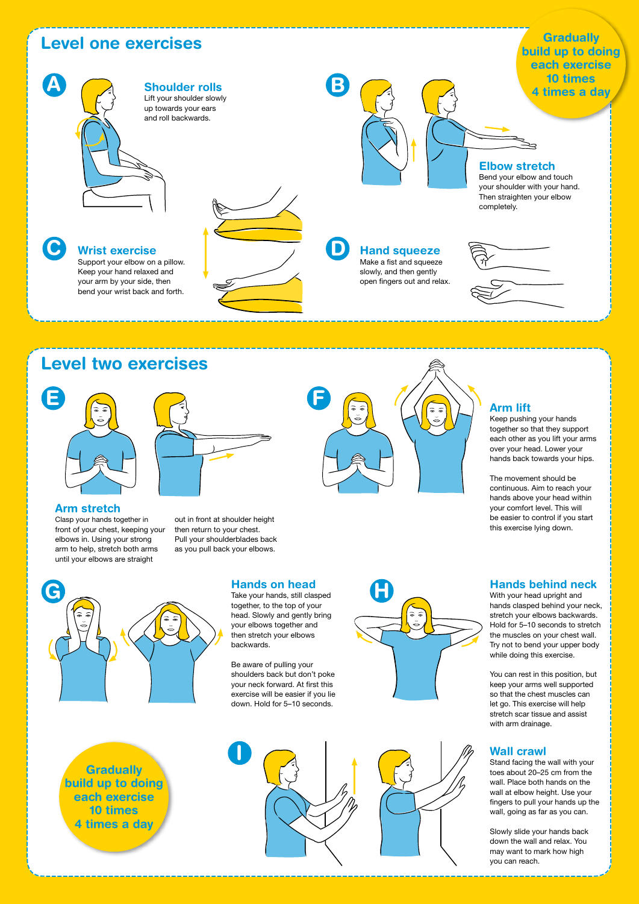## Level one exercises

**Gradually build up to doing each exercise 10 times 4 times a day**

### A Shoulder rolls

Lift your shoulder slowly up towards your ears and roll backwards.

### B Elbow stretch

Bend your elbow and touch your shoulder with your hand. Then straighten your elbow completely.

### C Wrist exercise

Support your elbow on a pillow. Keep your hand relaxed and your arm by your side, then bend your wrist back and forth.

### D Hand squeeze

Make a fist and squeeze slowly, and then gently open fingers out and relax.

## Level two exercises

### E Arm stretch

Clasp your hands together in front of your chest, keeping your elbows in. Using your strong arm to help, stretch both arms until your elbows are straight out in front at shoulder height then return to your chest. Pull your shoulderblades back as you pull back your elbows.

### F Arm lift

Keep pushing your hands together so that they support each other as you lift your arms over your head. Lower your hands back towards your hips.

The movement should be continuous. Aim to reach your hands above your head within your comfort level. This will be easier to control if you start this exercise lying down.

### G Hands on head

Take your hands, still clasped together, to the top of your head. Slowly and gently bring your elbows together and then stretch your elbows backwards.

Be aware of pulling your shoulders back but don't poke your neck forward. At first this exercise will be easier if you lie down. Hold for 5–10 seconds.

### H Hands behind neck

With your head upright and hands clasped behind your neck, stretch your elbows backwards. Hold for 5–10 seconds to stretch the muscles on your chest wall. Try not to bend your upper body while doing this exercise.

You can rest in this position, but keep your arms well supported so that the chest muscles can let go. This exercise will help stretch scar tissue and assist with arm drainage.

### I Wall crawl

Stand facing the wall with your toes about 20–25 cm from the wall. Place both hands on the wall at elbow height. Use your fingers to pull your hands up the wall, going as far as you can.

Slowly slide your hands back down the wall and relax. You may want to mark how high you can reach.

**Gradually build up to doing each exercise 10 times 4 times a day**